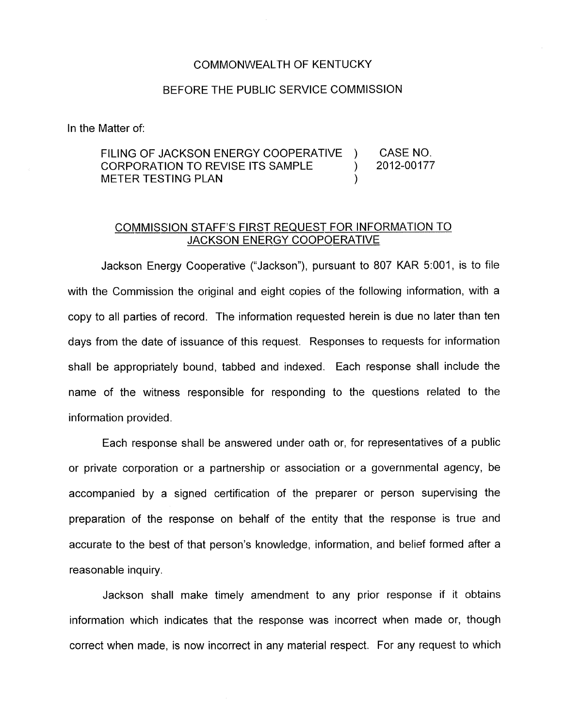COMMONWEALTH OF KENTUCKY

BEFORE THE PUBLIC SERVICE COMMISSION

In the Matter of:

| | | |
|---|---|---|
| FILING OF JACKSON ENERGY COOPERATIVE CORPORATION TO REVISE ITS SAMPLE METER TESTING PLAN | ) ) ) | CASE NO. 2012-00177 |

COMMISSION STAFF'S FIRST REQUEST FOR INFORMATION TO JACKSON ENERGY COOPOERATIVE

Jackson Energy Cooperative ("Jackson"), pursuant to 807 KAR 5:001, is to file with the Commission the original and eight copies of the following information, with a copy to all parties of record. The information requested herein is due no later than ten days from the date of issuance of this request. Responses to requests for information shall be appropriately bound, tabbed and indexed. Each response shall include the name of the witness responsible for responding to the questions related to the information provided.

Each response shall be answered under oath or, for representatives of a public or private corporation or a partnership or association or a governmental agency, be accompanied by a signed certification of the preparer or person supervising the preparation of the response on behalf of the entity that the response is true and accurate to the best of that person's knowledge, information, and belief formed after a reasonable inquiry.

Jackson shall make timely amendment to any prior response if it obtains information which indicates that the response was incorrect when made or, though correct when made, is now incorrect in any material respect. For any request to which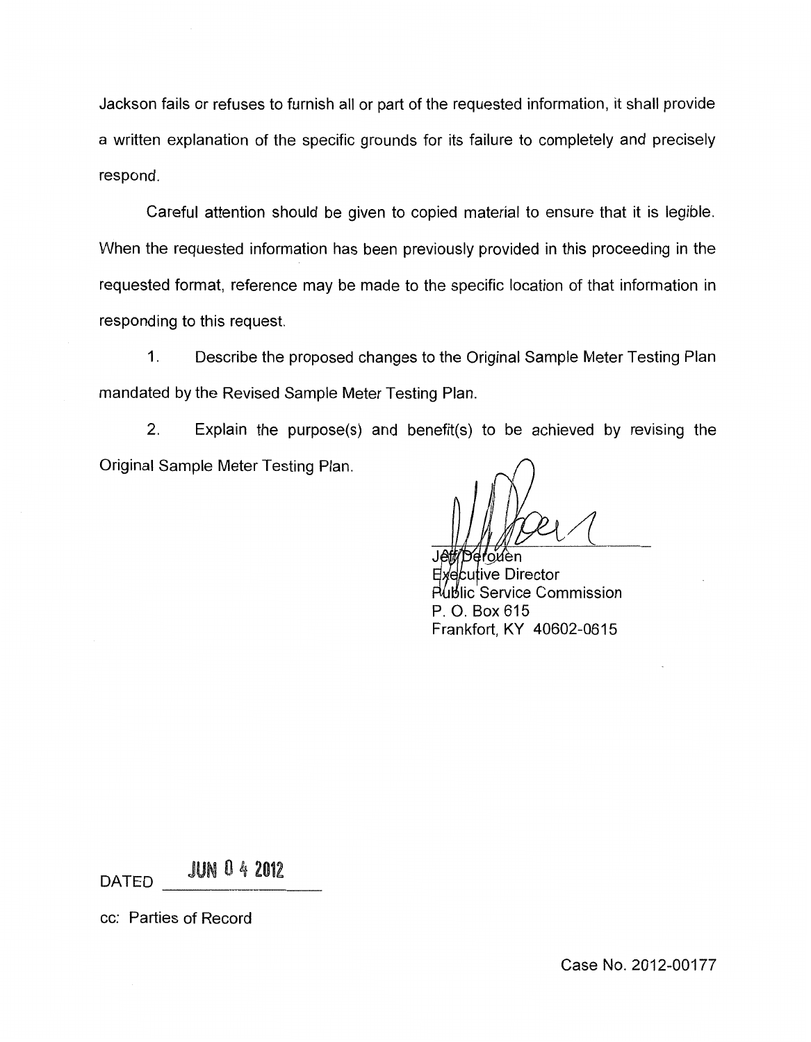Jackson fails or refuses to furnish all or part of the requested information, it shall provide a written explanation of the specific grounds for its failure to completely and precisely respond.

Careful attention should be given to copied material to ensure that it is legible. When the requested information has been previously provided in this proceeding in the requested format, reference may be made to the specific location of that information in responding to this request.

1. Describe the proposed changes to the Original Sample Meter Testing Plan mandated by the Revised Sample Meter Testing Plan.

2. Explain the purpose(s) and benefit(s) to be achieved by revising the Original Sample Meter Testing Plan.

Jeff Derouen
Executive Director
Public Service Commission
P. O. Box 615
Frankfort, KY 40602-0615

DATED JUN 04 2012

cc: Parties of Record

Case No. 2012-00177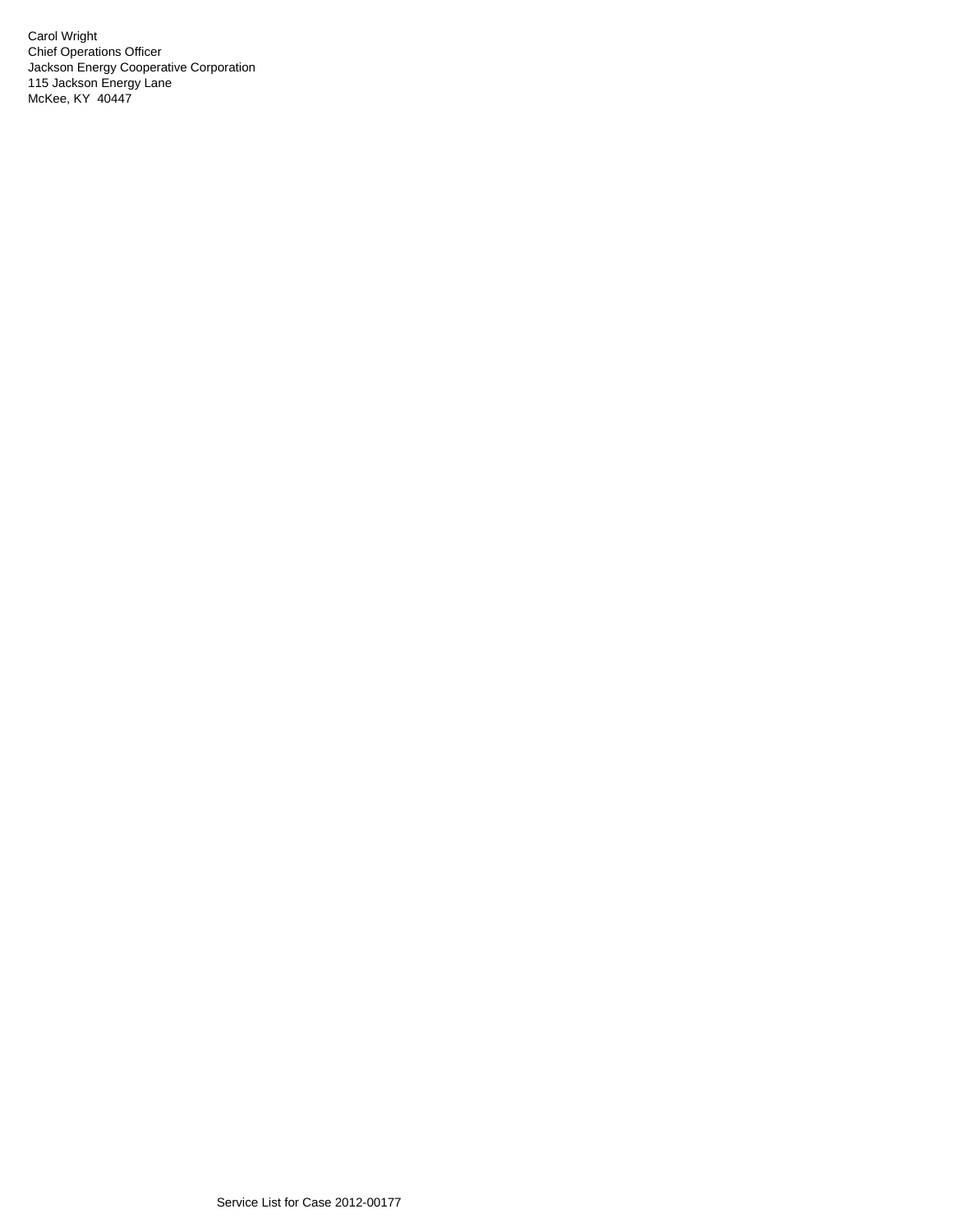Carol Wright
Chief Operations Officer
Jackson Energy Cooperative Corporation
115 Jackson Energy Lane
McKee, KY  40447